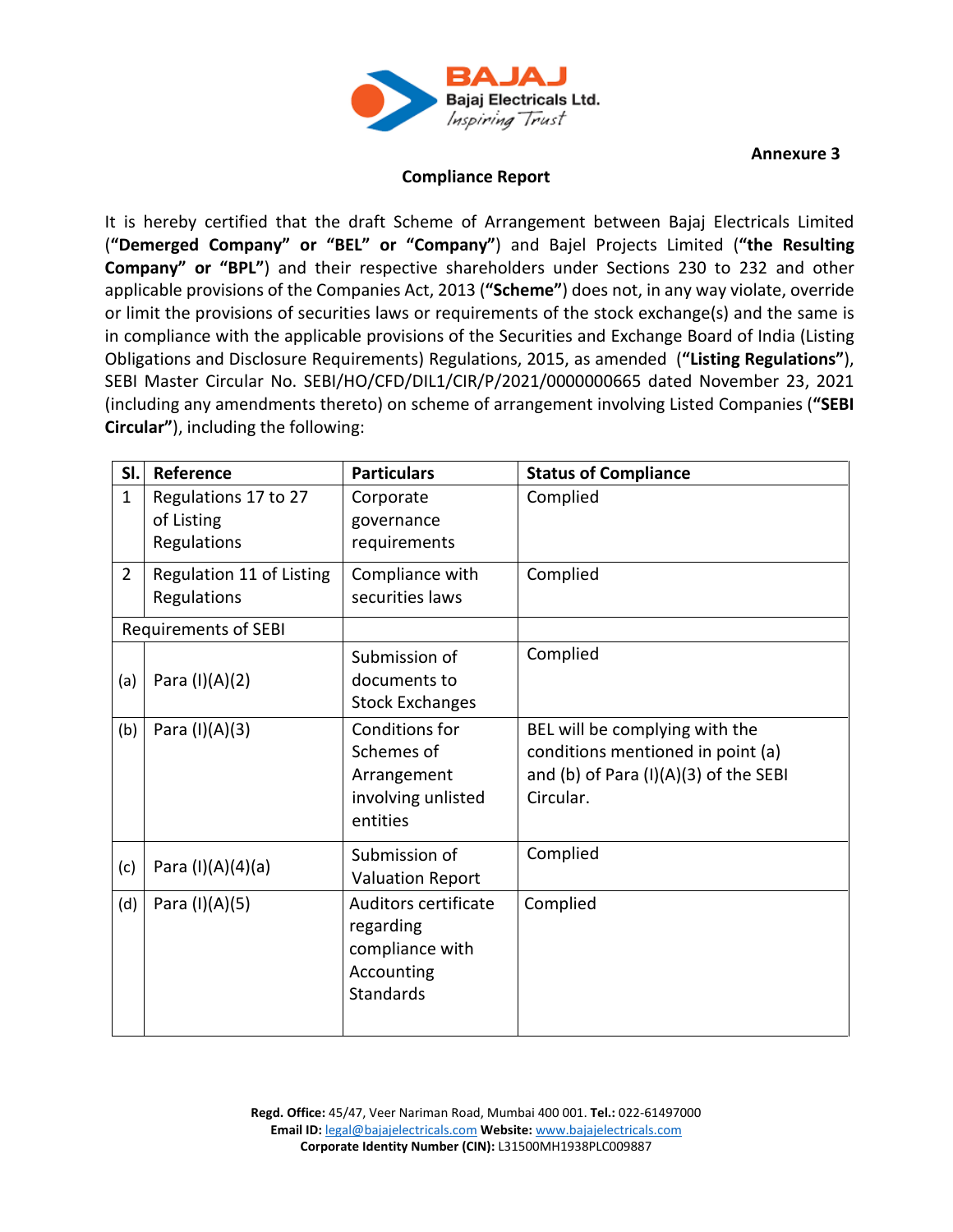**Annexure 3**

## Compliance Report

It is hereby certified that the draft Scheme of Arrangement between Bajaj Electricals Limited (**"Demerged Company" or "BEL" or "Company"**) and Bajel Projects Limited (**"the Resulting Company" or "BPL"**) and their respective shareholders under Sections 230 to 232 and other applicable provisions of the Companies Act, 2013 (**"Scheme"**) does not, in any way violate, override or limit the provisions of securities laws or requirements of the stock exchange(s) and the same is in compliance with the applicable provisions of the Securities and Exchange Board of India (Listing Obligations and Disclosure Requirements) Regulations, 2015, as amended (**"Listing Regulations"**), SEBI Master Circular No. SEBI/HO/CFD/DIL1/CIR/P/2021/0000000665 dated November 23, 2021 (including any amendments thereto) on scheme of arrangement involving Listed Companies (**"SEBI Circular"**), including the following:

| Sl. | Reference | Particulars | Status of Compliance |
|---|---|---|---|
| 1 | Regulations 17 to 27 of Listing Regulations | Corporate governance requirements | Complied |
| 2 | Regulation 11 of Listing Regulations | Compliance with securities laws | Complied |
| Requirements of SEBI | | | |
| (a) | Para (I)(A)(2) | Submission of documents to Stock Exchanges | Complied |
| (b) | Para (I)(A)(3) | Conditions for Schemes of Arrangement involving unlisted entities | BEL will be complying with the conditions mentioned in point (a) and (b) of Para (I)(A)(3) of the SEBI Circular. |
| (c) | Para (I)(A)(4)(a) | Submission of Valuation Report | Complied |
| (d) | Para (I)(A)(5) | Auditors certificate regarding compliance with Accounting Standards | Complied |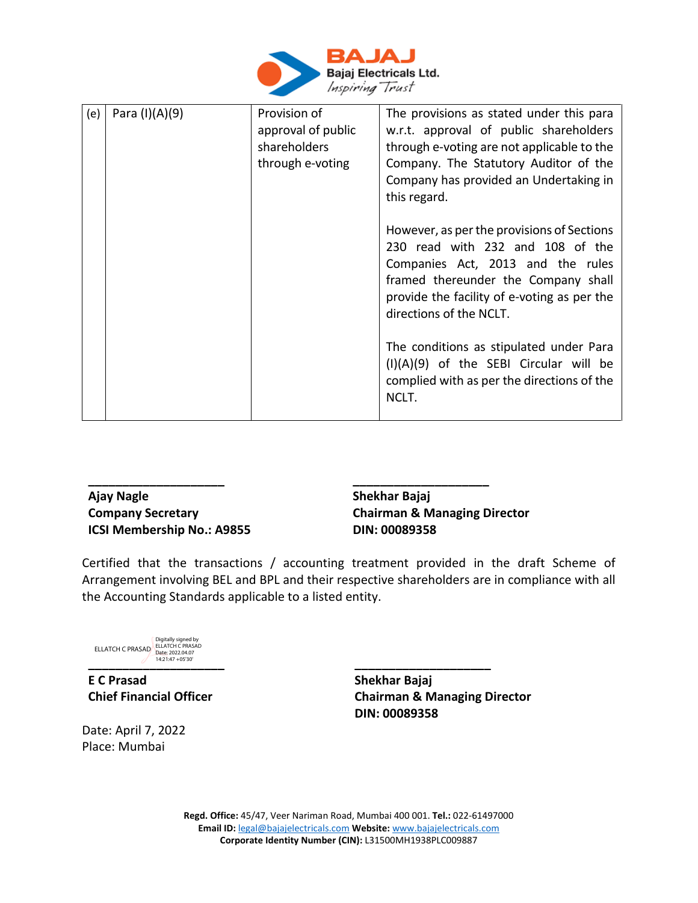| | | | |
|---|---|---|---|
| (e) | Para (I)(A)(9) | Provision of approval of public shareholders through e-voting | The provisions as stated under this para w.r.t. approval of public shareholders through e-voting are not applicable to the Company. The Statutory Auditor of the Company has provided an Undertaking in this regard.<br><br>However, as per the provisions of Sections 230 read with 232 and 108 of the Companies Act, 2013 and the rules framed thereunder the Company shall provide the facility of e-voting as per the directions of the NCLT.<br><br>The conditions as stipulated under Para (I)(A)(9) of the SEBI Circular will be complied with as per the directions of the NCLT. |

**Ajay Nagle**
**Company Secretary**
**ICSI Membership No.: A9855**

**Shekhar Bajaj**
**Chairman & Managing Director**
**DIN: 00089358**

Certified that the transactions / accounting treatment provided in the draft Scheme of Arrangement involving BEL and BPL and their respective shareholders are in compliance with all the Accounting Standards applicable to a listed entity.

ELLATCH C PRASAD Digitally signed by ELLATCH C PRASAD Date: 2022.04.07 14:21:47 +05'30'

**E C Prasad**
**Chief Financial Officer**

**Shekhar Bajaj**
**Chairman & Managing Director**
**DIN: 00089358**

Date: April 7, 2022
Place: Mumbai